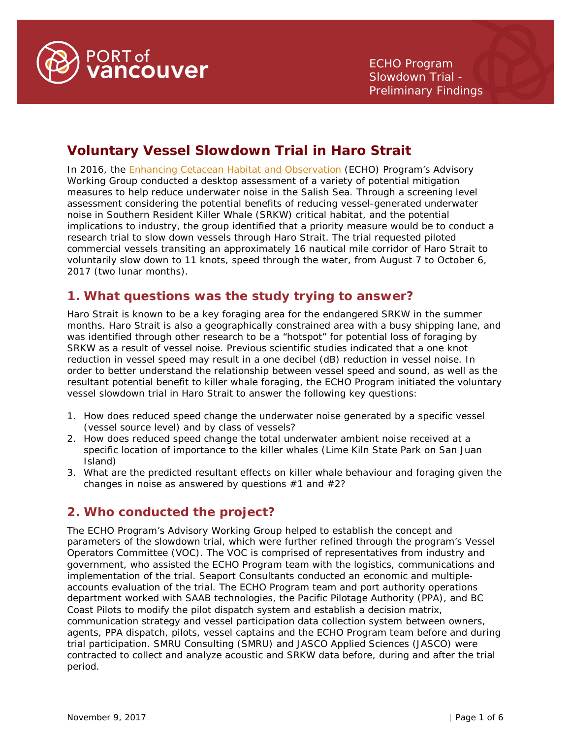# Voluntary Vessel Slowdown Trial in Haro Strait

In 2016, the Enhancing Cetacean Habitat and Observation (ECHO) Program's Advisory Working Group conducted a desktop assessment of a variety of potential mitigation measures to help reduce underwater noise in the Salish Sea. Through a screening level assessment considering the potential benefits of reducing vessel-generated underwater noise in Southern Resident Killer Whale (SRKW) critical habitat, and the potential implications to industry, the group identified that a priority measure would be to conduct a research trial to slow down vessels through Haro Strait. The trial requested piloted commercial vessels transiting an approximately 16 nautical mile corridor of Haro Strait to voluntarily slow down to 11 knots, speed through the water, from August 7 to October 6, 2017 (two lunar months).

## 1. What questions was the study trying to answer?

Haro Strait is known to be a key foraging area for the endangered SRKW in the summer months. Haro Strait is also a geographically constrained area with a busy shipping lane, and was identified through other research to be a "hotspot" for potential loss of foraging by SRKW as a result of vessel noise. Previous scientific studies indicated that a one knot reduction in vessel speed may result in a one decibel (dB) reduction in vessel noise. In order to better understand the relationship between vessel speed and sound, as well as the resultant potential benefit to killer whale foraging, the ECHO Program initiated the voluntary vessel slowdown trial in Haro Strait to answer the following key questions:

1. How does reduced speed change the underwater noise generated by a specific vessel (vessel source level) and by class of vessels?
2. How does reduced speed change the total underwater ambient noise received at a specific location of importance to the killer whales (Lime Kiln State Park on San Juan Island)
3. What are the predicted resultant effects on killer whale behaviour and foraging given the changes in noise as answered by questions #1 and #2?

## 2. Who conducted the project?

The ECHO Program's Advisory Working Group helped to establish the concept and parameters of the slowdown trial, which were further refined through the program's Vessel Operators Committee (VOC). The VOC is comprised of representatives from industry and government, who assisted the ECHO Program team with the logistics, communications and implementation of the trial. Seaport Consultants conducted an economic and multiple-accounts evaluation of the trial. The ECHO Program team and port authority operations department worked with SAAB technologies, the Pacific Pilotage Authority (PPA), and BC Coast Pilots to modify the pilot dispatch system and establish a decision matrix, communication strategy and vessel participation data collection system between owners, agents, PPA dispatch, pilots, vessel captains and the ECHO Program team before and during trial participation. SMRU Consulting (SMRU) and JASCO Applied Sciences (JASCO) were contracted to collect and analyze acoustic and SRKW data before, during and after the trial period.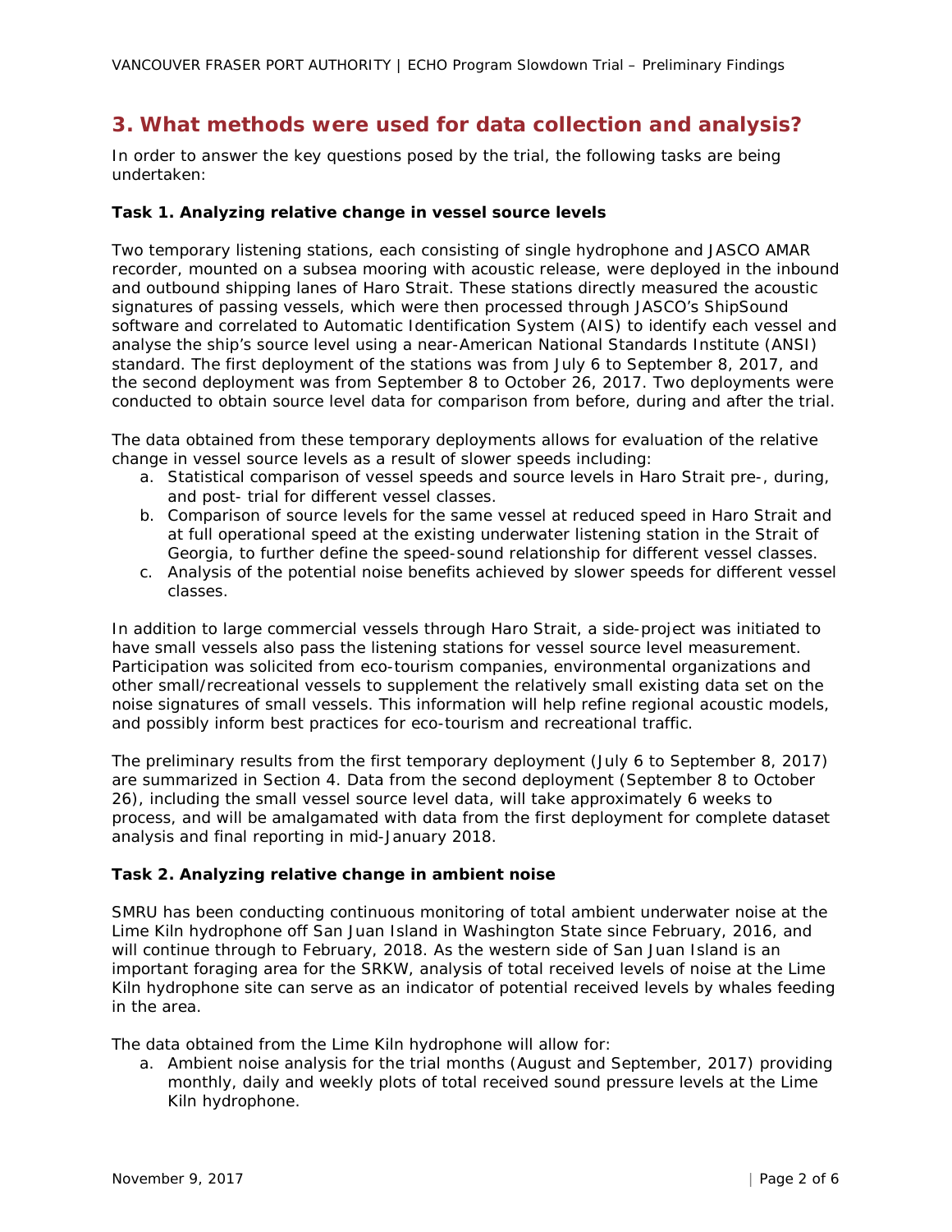## 3. What methods were used for data collection and analysis?

In order to answer the key questions posed by the trial, the following tasks are being undertaken:

**Task 1. Analyzing relative change in vessel source levels**

Two temporary listening stations, each consisting of single hydrophone and JASCO AMAR recorder, mounted on a subsea mooring with acoustic release, were deployed in the inbound and outbound shipping lanes of Haro Strait. These stations directly measured the acoustic signatures of passing vessels, which were then processed through JASCO's ShipSound software and correlated to Automatic Identification System (AIS) to identify each vessel and analyse the ship's source level using a near-American National Standards Institute (ANSI) standard. The first deployment of the stations was from July 6 to September 8, 2017, and the second deployment was from September 8 to October 26, 2017. Two deployments were conducted to obtain source level data for comparison from before, during and after the trial.

The data obtained from these temporary deployments allows for evaluation of the relative change in vessel source levels as a result of slower speeds including:

a. Statistical comparison of vessel speeds and source levels in Haro Strait pre-, during, and post- trial for different vessel classes.
b. Comparison of source levels for the same vessel at reduced speed in Haro Strait and at full operational speed at the existing underwater listening station in the Strait of Georgia, to further define the speed-sound relationship for different vessel classes.
c. Analysis of the potential noise benefits achieved by slower speeds for different vessel classes.

In addition to large commercial vessels through Haro Strait, a side-project was initiated to have small vessels also pass the listening stations for vessel source level measurement. Participation was solicited from eco-tourism companies, environmental organizations and other small/recreational vessels to supplement the relatively small existing data set on the noise signatures of small vessels. This information will help refine regional acoustic models, and possibly inform best practices for eco-tourism and recreational traffic.

The preliminary results from the first temporary deployment (July 6 to September 8, 2017) are summarized in Section 4. Data from the second deployment (September 8 to October 26), including the small vessel source level data, will take approximately 6 weeks to process, and will be amalgamated with data from the first deployment for complete dataset analysis and final reporting in mid-January 2018.

**Task 2. Analyzing relative change in ambient noise**

SMRU has been conducting continuous monitoring of total ambient underwater noise at the Lime Kiln hydrophone off San Juan Island in Washington State since February, 2016, and will continue through to February, 2018. As the western side of San Juan Island is an important foraging area for the SRKW, analysis of total received levels of noise at the Lime Kiln hydrophone site can serve as an indicator of potential received levels by whales feeding in the area.

The data obtained from the Lime Kiln hydrophone will allow for:

a. Ambient noise analysis for the trial months (August and September, 2017) providing monthly, daily and weekly plots of total received sound pressure levels at the Lime Kiln hydrophone.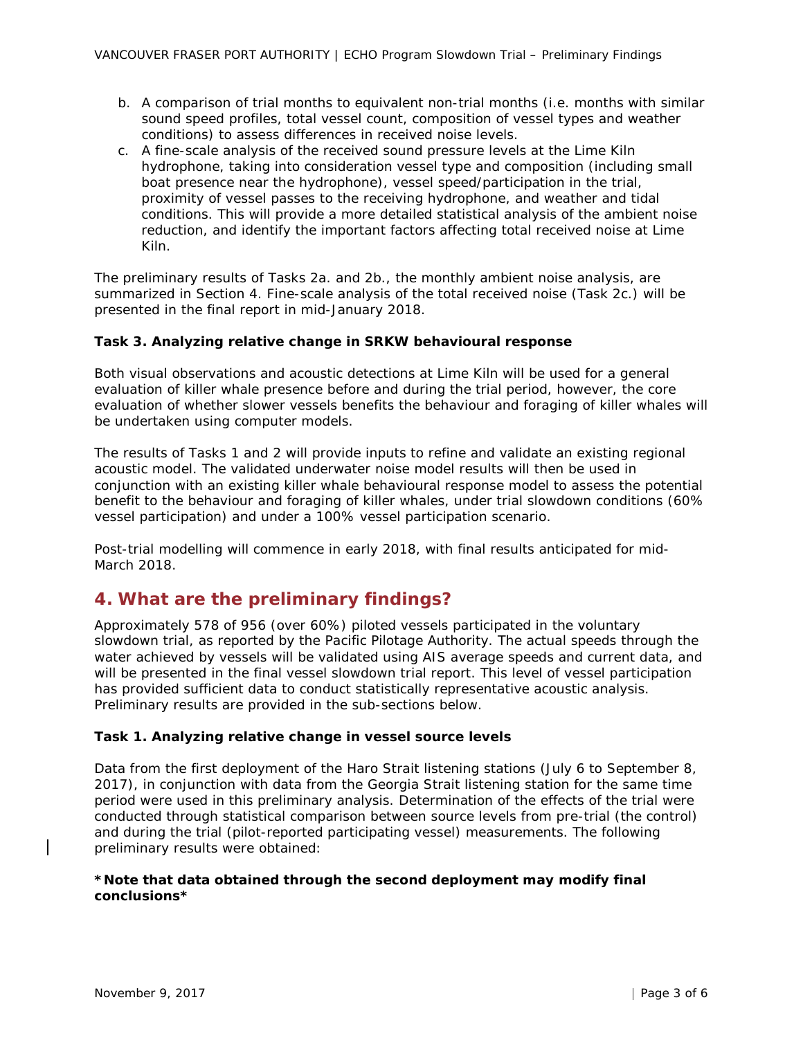b. A comparison of trial months to equivalent non-trial months (i.e. months with similar sound speed profiles, total vessel count, composition of vessel types and weather conditions) to assess differences in received noise levels.
c. A fine-scale analysis of the received sound pressure levels at the Lime Kiln hydrophone, taking into consideration vessel type and composition (including small boat presence near the hydrophone), vessel speed/participation in the trial, proximity of vessel passes to the receiving hydrophone, and weather and tidal conditions. This will provide a more detailed statistical analysis of the ambient noise reduction, and identify the important factors affecting total received noise at Lime Kiln.

The preliminary results of Tasks 2a. and 2b., the monthly ambient noise analysis, are summarized in Section 4. Fine-scale analysis of the total received noise (Task 2c.) will be presented in the final report in mid-January 2018.

**Task 3. Analyzing relative change in SRKW behavioural response**

Both visual observations and acoustic detections at Lime Kiln will be used for a general evaluation of killer whale presence before and during the trial period, however, the core evaluation of whether slower vessels benefits the behaviour and foraging of killer whales will be undertaken using computer models.

The results of Tasks 1 and 2 will provide inputs to refine and validate an existing regional acoustic model. The validated underwater noise model results will then be used in conjunction with an existing killer whale behavioural response model to assess the potential benefit to the behaviour and foraging of killer whales, under trial slowdown conditions (60% vessel participation) and under a 100% vessel participation scenario.

Post-trial modelling will commence in early 2018, with final results anticipated for mid-March 2018.

## 4. What are the preliminary findings?

Approximately 578 of 956 (over 60%) piloted vessels participated in the voluntary slowdown trial, as reported by the Pacific Pilotage Authority. The actual speeds through the water achieved by vessels will be validated using AIS average speeds and current data, and will be presented in the final vessel slowdown trial report. This level of vessel participation has provided sufficient data to conduct statistically representative acoustic analysis. Preliminary results are provided in the sub-sections below.

**Task 1. Analyzing relative change in vessel source levels**

Data from the first deployment of the Haro Strait listening stations (July 6 to September 8, 2017), in conjunction with data from the Georgia Strait listening station for the same time period were used in this preliminary analysis. Determination of the effects of the trial were conducted through statistical comparison between source levels from pre-trial (the control) and during the trial (pilot-reported participating vessel) measurements. The following preliminary results were obtained:

**\*Note that data obtained through the second deployment may modify final conclusions\***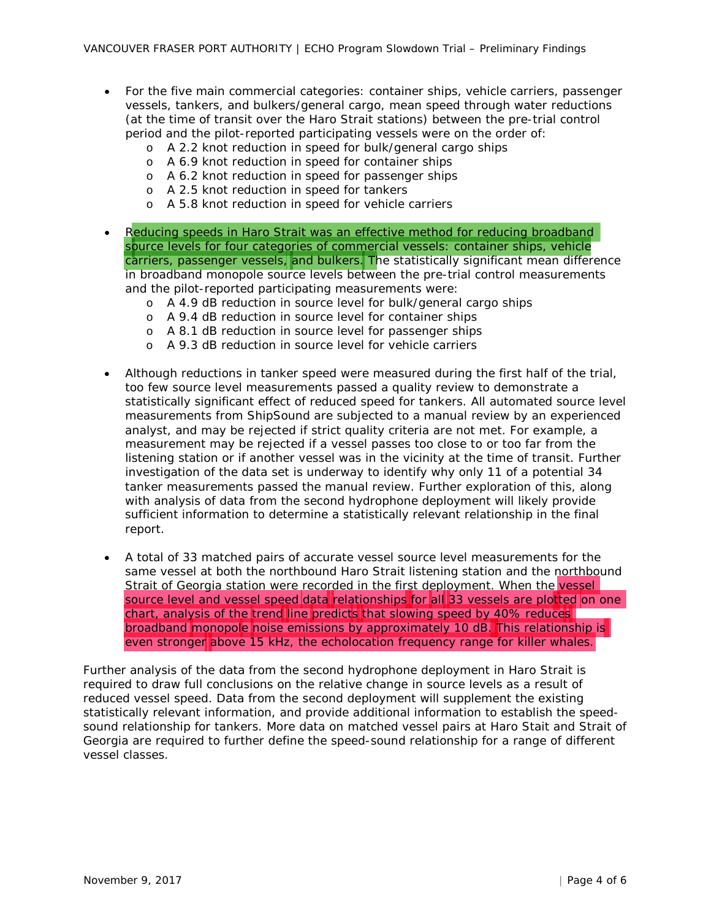- For the five main commercial categories: container ships, vehicle carriers, passenger vessels, tankers, and bulkers/general cargo, mean speed through water reductions (at the time of transit over the Haro Strait stations) between the pre-trial control period and the pilot-reported participating vessels were on the order of:
  - A 2.2 knot reduction in speed for bulk/general cargo ships
  - A 6.9 knot reduction in speed for container ships
  - A 6.2 knot reduction in speed for passenger ships
  - A 2.5 knot reduction in speed for tankers
  - A 5.8 knot reduction in speed for vehicle carriers

- Reducing speeds in Haro Strait was an effective method for reducing broadband source levels for four categories of commercial vessels: container ships, vehicle carriers, passenger vessels, and bulkers. The statistically significant mean difference in broadband monopole source levels between the pre-trial control measurements and the pilot-reported participating measurements were:
  - A 4.9 dB reduction in source level for bulk/general cargo ships
  - A 9.4 dB reduction in source level for container ships
  - A 8.1 dB reduction in source level for passenger ships
  - A 9.3 dB reduction in source level for vehicle carriers

- Although reductions in tanker speed were measured during the first half of the trial, too few source level measurements passed a quality review to demonstrate a statistically significant effect of reduced speed for tankers. All automated source level measurements from ShipSound are subjected to a manual review by an experienced analyst, and may be rejected if strict quality criteria are not met. For example, a measurement may be rejected if a vessel passes too close to or too far from the listening station or if another vessel was in the vicinity at the time of transit. Further investigation of the data set is underway to identify why only 11 of a potential 34 tanker measurements passed the manual review. Further exploration of this, along with analysis of data from the second hydrophone deployment will likely provide sufficient information to determine a statistically relevant relationship in the final report.

- A total of 33 matched pairs of accurate vessel source level measurements for the same vessel at both the northbound Haro Strait listening station and the northbound Strait of Georgia station were recorded in the first deployment. When the vessel source level and vessel speed data relationships for all 33 vessels are plotted on one chart, analysis of the trend line predicts that slowing speed by 40% reduces broadband monopole noise emissions by approximately 10 dB. This relationship is even stronger above 15 kHz, the echolocation frequency range for killer whales.

Further analysis of the data from the second hydrophone deployment in Haro Strait is required to draw full conclusions on the relative change in source levels as a result of reduced vessel speed. Data from the second deployment will supplement the existing statistically relevant information, and provide additional information to establish the speed-sound relationship for tankers. More data on matched vessel pairs at Haro Stait and Strait of Georgia are required to further define the speed-sound relationship for a range of different vessel classes.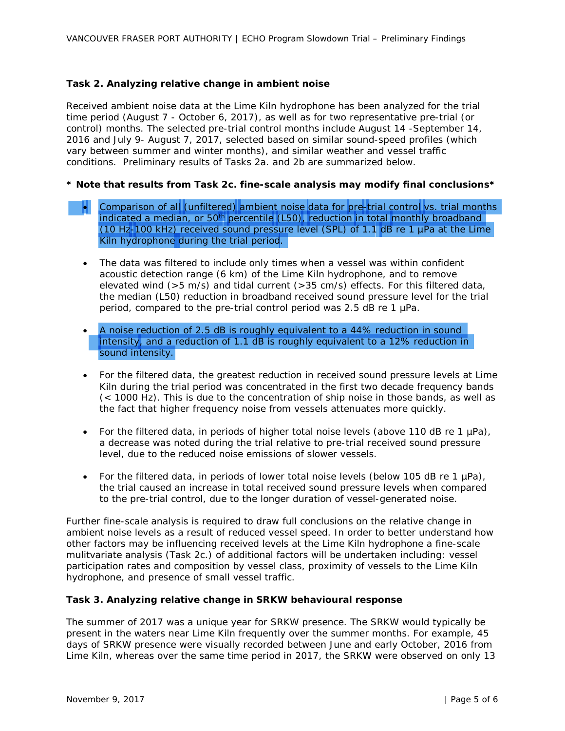**Task 2. Analyzing relative change in ambient noise**

Received ambient noise data at the Lime Kiln hydrophone has been analyzed for the trial time period (August 7 - October 6, 2017), as well as for two representative pre-trial (or control) months. The selected pre-trial control months include August 14 -September 14, 2016 and July 9- August 7, 2017, selected based on similar sound-speed profiles (which vary between summer and winter months), and similar weather and vessel traffic conditions. Preliminary results of Tasks 2a. and 2b are summarized below.

**\* Note that results from Task 2c. fine-scale analysis may modify final conclusions\***

- Comparison of all (unfiltered) ambient noise data for pre-trial control vs. trial months indicated a median, or 50th percentile (L50), reduction in total monthly broadband (10 Hz-100 kHz) received sound pressure level (SPL) of 1.1 dB re 1 µPa at the Lime Kiln hydrophone during the trial period.

- The data was filtered to include only times when a vessel was within confident acoustic detection range (6 km) of the Lime Kiln hydrophone, and to remove elevated wind (>5 m/s) and tidal current (>35 cm/s) effects. For this filtered data, the median (L50) reduction in broadband received sound pressure level for the trial period, compared to the pre-trial control period was 2.5 dB re 1 µPa.

- A noise reduction of 2.5 dB is roughly equivalent to a 44% reduction in sound intensity, and a reduction of 1.1 dB is roughly equivalent to a 12% reduction in sound intensity.

- For the filtered data, the greatest reduction in received sound pressure levels at Lime Kiln during the trial period was concentrated in the first two decade frequency bands (< 1000 Hz). This is due to the concentration of ship noise in those bands, as well as the fact that higher frequency noise from vessels attenuates more quickly.

- For the filtered data, in periods of higher total noise levels (above 110 dB re 1 µPa), a decrease was noted during the trial relative to pre-trial received sound pressure level, due to the reduced noise emissions of slower vessels.

- For the filtered data, in periods of lower total noise levels (below 105 dB re 1 µPa), the trial caused an increase in total received sound pressure levels when compared to the pre-trial control, due to the longer duration of vessel-generated noise.

Further fine-scale analysis is required to draw full conclusions on the relative change in ambient noise levels as a result of reduced vessel speed. In order to better understand how other factors may be influencing received levels at the Lime Kiln hydrophone a fine-scale mulitvariate analysis (Task 2c.) of additional factors will be undertaken including: vessel participation rates and composition by vessel class, proximity of vessels to the Lime Kiln hydrophone, and presence of small vessel traffic.

**Task 3. Analyzing relative change in SRKW behavioural response**

The summer of 2017 was a unique year for SRKW presence. The SRKW would typically be present in the waters near Lime Kiln frequently over the summer months. For example, 45 days of SRKW presence were visually recorded between June and early October, 2016 from Lime Kiln, whereas over the same time period in 2017, the SRKW were observed on only 13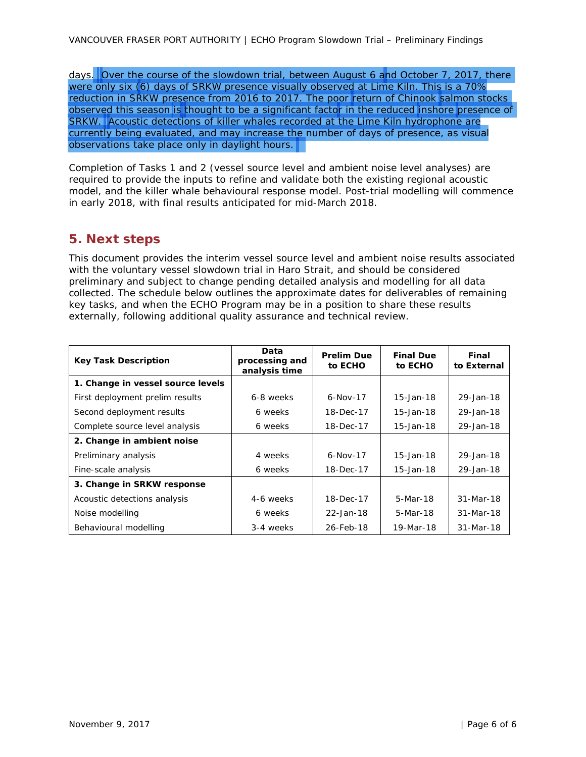days. Over the course of the slowdown trial, between August 6 and October 7, 2017, there were only six (6) days of SRKW presence visually observed at Lime Kiln. This is a 70% reduction in SRKW presence from 2016 to 2017. The poor return of Chinook salmon stocks observed this season is thought to be a significant factor in the reduced inshore presence of SRKW. Acoustic detections of killer whales recorded at the Lime Kiln hydrophone are currently being evaluated, and may increase the number of days of presence, as visual observations take place only in daylight hours.

Completion of Tasks 1 and 2 (vessel source level and ambient noise level analyses) are required to provide the inputs to refine and validate both the existing regional acoustic model, and the killer whale behavioural response model. Post-trial modelling will commence in early 2018, with final results anticipated for mid-March 2018.

## 5. Next steps

This document provides the interim vessel source level and ambient noise results associated with the voluntary vessel slowdown trial in Haro Strait, and should be considered preliminary and subject to change pending detailed analysis and modelling for all data collected. The schedule below outlines the approximate dates for deliverables of remaining key tasks, and when the ECHO Program may be in a position to share these results externally, following additional quality assurance and technical review.

| Key Task Description | Data processing and analysis time | Prelim Due to ECHO | Final Due to ECHO | Final to External |
|---|---|---|---|---|
| **1. Change in vessel source levels** | | | | |
| First deployment prelim results | 6-8 weeks | 6-Nov-17 | 15-Jan-18 | 29-Jan-18 |
| Second deployment results | 6 weeks | 18-Dec-17 | 15-Jan-18 | 29-Jan-18 |
| Complete source level analysis | 6 weeks | 18-Dec-17 | 15-Jan-18 | 29-Jan-18 |
| **2. Change in ambient noise** | | | | |
| Preliminary analysis | 4 weeks | 6-Nov-17 | 15-Jan-18 | 29-Jan-18 |
| Fine-scale analysis | 6 weeks | 18-Dec-17 | 15-Jan-18 | 29-Jan-18 |
| **3. Change in SRKW response** | | | | |
| Acoustic detections analysis | 4-6 weeks | 18-Dec-17 | 5-Mar-18 | 31-Mar-18 |
| Noise modelling | 6 weeks | 22-Jan-18 | 5-Mar-18 | 31-Mar-18 |
| Behavioural modelling | 3-4 weeks | 26-Feb-18 | 19-Mar-18 | 31-Mar-18 |